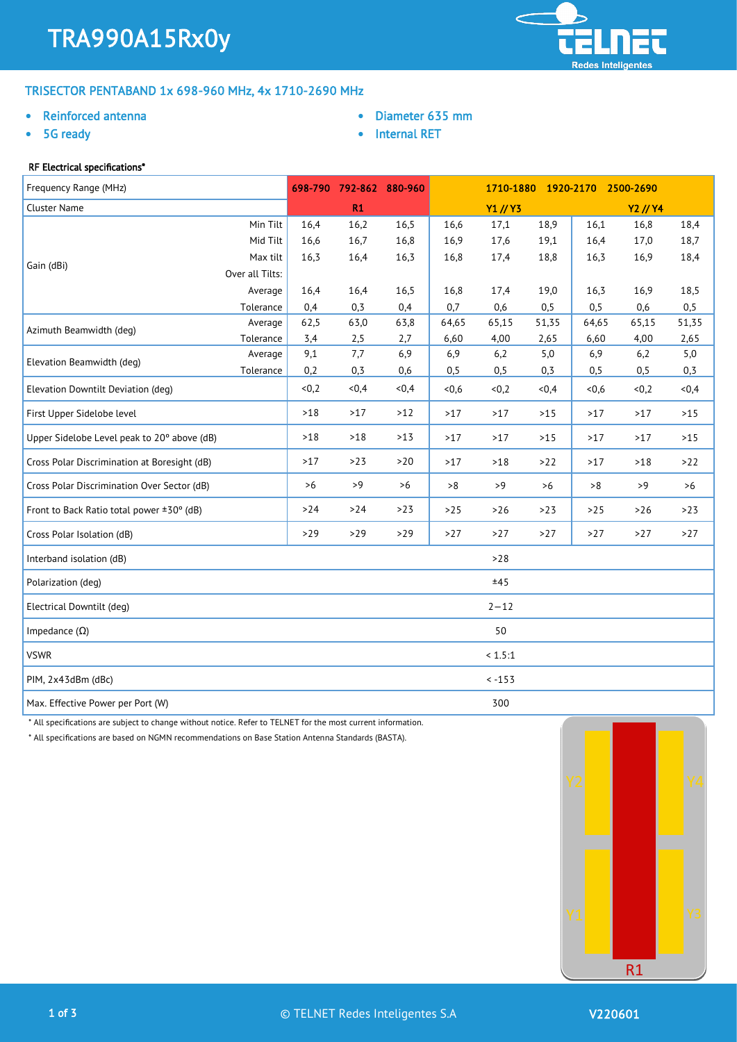# TRA990A15Rx0y

## TRISECTOR PENTABAND 1x 698-960 MHz, 4x 1710-2690 MHz

- Reinforced antenna
- 5G ready
- Diameter 635 mm
- Internal RET

### RF Electrical specifications*

| Frequency Range (MHz) | | 698-790 | 792-862 | 880-960 | 1710-1880 | 1920-2170 | 2500-2690 | 1710-1880 | 1920-2170 | 2500-2690 |
|---|---|---|---|---|---|---|---|---|---|---|
| Cluster Name | | R1 | | | Y1 // Y3 | | | Y2 // Y4 | | |
| Gain (dBi) | Min Tilt | 16,4 | 16,2 | 16,5 | 16,6 | 17,1 | 18,9 | 16,1 | 16,8 | 18,4 |
| | Mid Tilt | 16,6 | 16,7 | 16,8 | 16,9 | 17,6 | 19,1 | 16,4 | 17,0 | 18,7 |
| | Max tilt | 16,3 | 16,4 | 16,3 | 16,8 | 17,4 | 18,8 | 16,3 | 16,9 | 18,4 |
| | Over all Tilts: | | | | | | | | | |
| | Average | 16,4 | 16,4 | 16,5 | 16,8 | 17,4 | 19,0 | 16,3 | 16,9 | 18,5 |
| | Tolerance | 0,4 | 0,3 | 0,4 | 0,7 | 0,6 | 0,5 | 0,5 | 0,6 | 0,5 |
| Azimuth Beamwidth (deg) | Average | 62,5 | 63,0 | 63,8 | 64,65 | 65,15 | 51,35 | 64,65 | 65,15 | 51,35 |
| | Tolerance | 3,4 | 2,5 | 2,7 | 6,60 | 4,00 | 2,65 | 6,60 | 4,00 | 2,65 |
| Elevation Beamwidth (deg) | Average | 9,1 | 7,7 | 6,9 | 6,9 | 6,2 | 5,0 | 6,9 | 6,2 | 5,0 |
| | Tolerance | 0,2 | 0,3 | 0,6 | 0,5 | 0,5 | 0,3 | 0,5 | 0,5 | 0,3 |
| Elevation Downtilt Deviation (deg) | | <0,2 | <0,4 | <0,4 | <0,6 | <0,2 | <0,4 | <0,6 | <0,2 | <0,4 |
| First Upper Sidelobe level | | >18 | >17 | >12 | >17 | >17 | >15 | >17 | >17 | >15 |
| Upper Sidelobe Level peak to 20° above (dB) | | >18 | >18 | >13 | >17 | >17 | >15 | >17 | >17 | >15 |
| Cross Polar Discrimination at Boresight (dB) | | >17 | >23 | >20 | >17 | >18 | >22 | >17 | >18 | >22 |
| Cross Polar Discrimination Over Sector (dB) | | >6 | >9 | >6 | >8 | >9 | >6 | >8 | >9 | >6 |
| Front to Back Ratio total power ±30° (dB) | | >24 | >24 | >23 | >25 | >26 | >23 | >25 | >26 | >23 |
| Cross Polar Isolation (dB) | | >29 | >29 | >29 | >27 | >27 | >27 | >27 | >27 | >27 |
| Interband isolation (dB) | | >28 | | | | | | | | |
| Polarization (deg) | | ±45 | | | | | | | | |
| Electrical Downtilt (deg) | | 2—12 | | | | | | | | |
| Impedance (Ω) | | 50 | | | | | | | | |
| VSWR | | < 1.5:1 | | | | | | | | |
| PIM, 2x43dBm (dBc) | | < -153 | | | | | | | | |
| Max. Effective Power per Port (W) | | 300 | | | | | | | | |

* All specifications are subject to change without notice. Refer to TELNET for the most current information.

* All specifications are based on NGMN recommendations on Base Station Antenna Standards (BASTA).

Y2 Y4 Y1 Y3 R1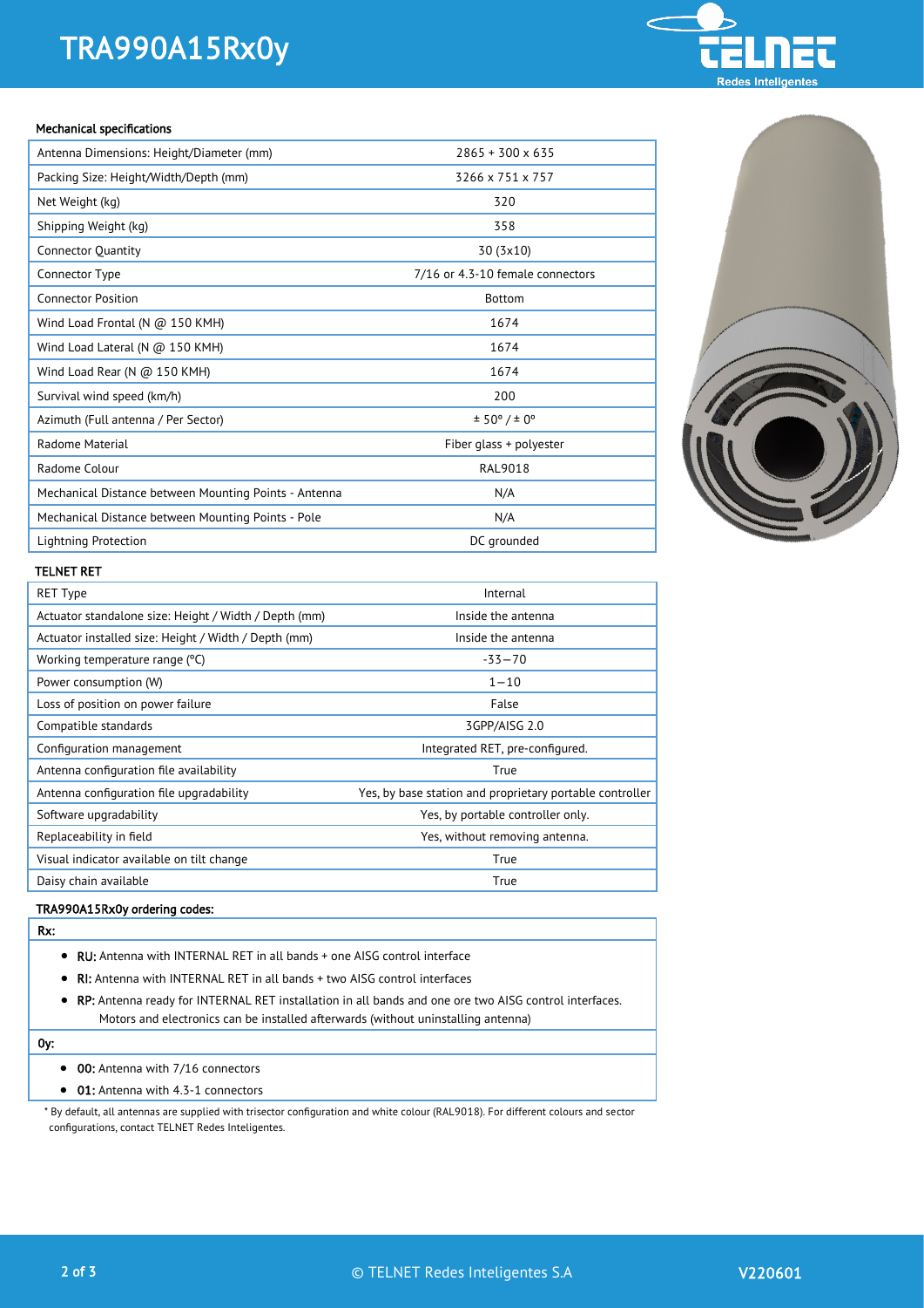# TRA990A15Rx0y

### Mechanical specifications

| | |
|---|---|
| Antenna Dimensions: Height/Diameter (mm) | 2865 + 300 x 635 |
| Packing Size: Height/Width/Depth (mm) | 3266 x 751 x 757 |
| Net Weight (kg) | 320 |
| Shipping Weight (kg) | 358 |
| Connector Quantity | 30 (3x10) |
| Connector Type | 7/16 or 4.3-10 female connectors |
| Connector Position | Bottom |
| Wind Load Frontal (N @ 150 KMH) | 1674 |
| Wind Load Lateral (N @ 150 KMH) | 1674 |
| Wind Load Rear (N @ 150 KMH) | 1674 |
| Survival wind speed (km/h) | 200 |
| Azimuth (Full antenna / Per Sector) | ± 50° / ± 0° |
| Radome Material | Fiber glass + polyester |
| Radome Colour | RAL9018 |
| Mechanical Distance between Mounting Points - Antenna | N/A |
| Mechanical Distance between Mounting Points - Pole | N/A |
| Lightning Protection | DC grounded |

### TELNET RET

| | |
|---|---|
| RET Type | Internal |
| Actuator standalone size: Height / Width / Depth (mm) | Inside the antenna |
| Actuator installed size: Height / Width / Depth (mm) | Inside the antenna |
| Working temperature range (°C) | -33—70 |
| Power consumption (W) | 1—10 |
| Loss of position on power failure | False |
| Compatible standards | 3GPP/AISG 2.0 |
| Configuration management | Integrated RET, pre-configured. |
| Antenna configuration file availability | True |
| Antenna configuration file upgradability | Yes, by base station and proprietary portable controller |
| Software upgradability | Yes, by portable controller only. |
| Replaceability in field | Yes, without removing antenna. |
| Visual indicator available on tilt change | True |
| Daisy chain available | True |

### TRA990A15Rx0y ordering codes:

**Rx:**

- **RU:** Antenna with INTERNAL RET in all bands + one AISG control interface
- **RI:** Antenna with INTERNAL RET in all bands + two AISG control interfaces
- **RP:** Antenna ready for INTERNAL RET installation in all bands and one ore two AISG control interfaces. Motors and electronics can be installed afterwards (without uninstalling antenna)

**0y:**

- **00:** Antenna with 7/16 connectors
- **01:** Antenna with 4.3-1 connectors

* By default, all antennas are supplied with trisector configuration and white colour (RAL9018). For different colours and sector configurations, contact TELNET Redes Inteligentes.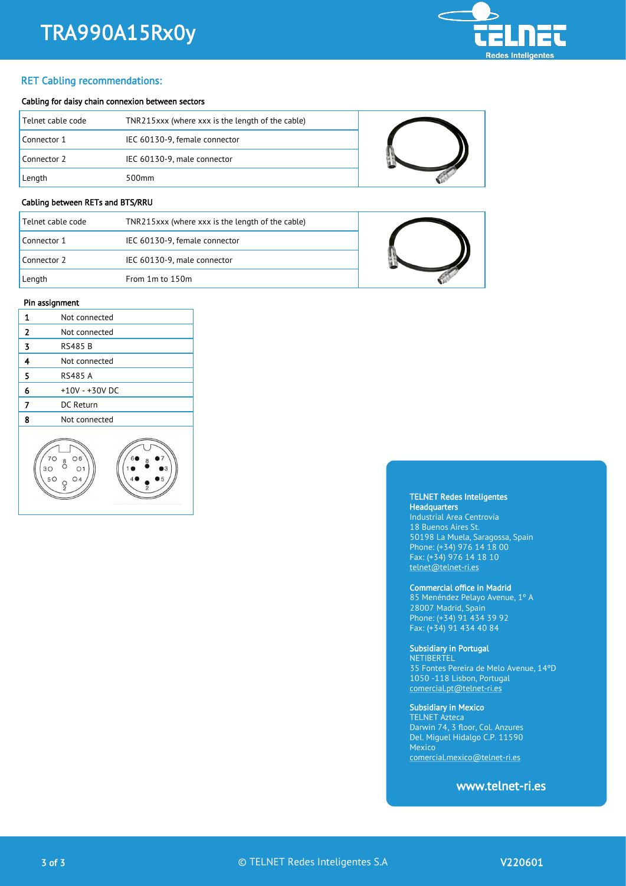## RET Cabling recommendations:

### Cabling for daisy chain connexion between sectors

| | |
|---|---|
| Telnet cable code | TNR215xxx (where xxx is the length of the cable) |
| Connector 1 | IEC 60130-9, female connector |
| Connector 2 | IEC 60130-9, male connector |
| Length | 500mm |

### Cabling between RETs and BTS/RRU

| | |
|---|---|
| Telnet cable code | TNR215xxx (where xxx is the length of the cable) |
| Connector 1 | IEC 60130-9, female connector |
| Connector 2 | IEC 60130-9, male connector |
| Length | From 1m to 150m |

### Pin assignment

| | |
|---|---|
| **1** | Not connected |
| **2** | Not connected |
| **3** | RS485 B |
| **4** | Not connected |
| **5** | RS485 A |
| **6** | +10V - +30V DC |
| **7** | DC Return |
| **8** | Not connected |

**TELNET Redes Inteligentes**
**Headquarters**
Industrial Area Centrovía
18 Buenos Aires St.
50198 La Muela, Saragossa, Spain
Phone: (+34) 976 14 18 00
Fax: (+34) 976 14 18 10
telnet@telnet-ri.es

**Commercial office in Madrid**
85 Menéndez Pelayo Avenue, 1º A
28007 Madrid, Spain
Phone: (+34) 91 434 39 92
Fax: (+34) 91 434 40 84

**Subsidiary in Portugal**
NETIBERTEL
35 Fontes Pereira de Melo Avenue, 14ºD
1050 -118 Lisbon, Portugal
comercial.pt@telnet-ri.es

**Subsidiary in Mexico**
TELNET Azteca
Darwin 74, 3 floor, Col. Anzures
Del. Miguel Hidalgo C.P. 11590
Mexico
comercial.mexico@telnet-ri.es

**www.telnet-ri.es**